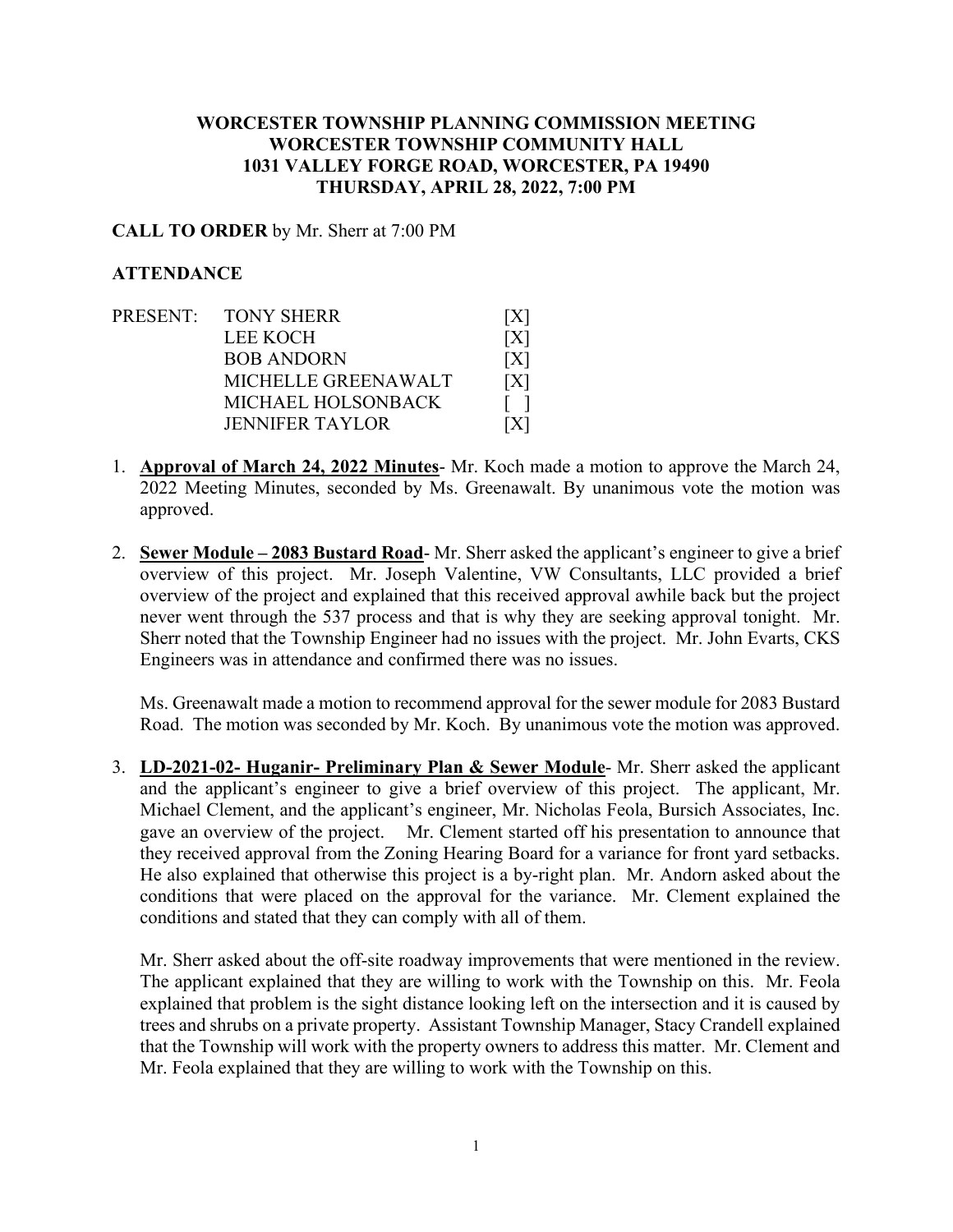# WORCESTER TOWNSHIP PLANNING COMMISSION MEETING
# WORCESTER TOWNSHIP COMMUNITY HALL
# 1031 VALLEY FORGE ROAD, WORCESTER, PA 19490
# THURSDAY, APRIL 28, 2022, 7:00 PM

**CALL TO ORDER** by Mr. Sherr at 7:00 PM

**ATTENDANCE**

| PRESENT: | TONY SHERR | [X] |
|---|---|---|
| | LEE KOCH | [X] |
| | BOB ANDORN | [X] |
| | MICHELLE GREENAWALT | [X] |
| | MICHAEL HOLSONBACK | [ ] |
| | JENNIFER TAYLOR | [X] |

1. **Approval of March 24, 2022 Minutes**- Mr. Koch made a motion to approve the March 24, 2022 Meeting Minutes, seconded by Ms. Greenawalt. By unanimous vote the motion was approved.

2. **Sewer Module – 2083 Bustard Road**- Mr. Sherr asked the applicant's engineer to give a brief overview of this project. Mr. Joseph Valentine, VW Consultants, LLC provided a brief overview of the project and explained that this received approval awhile back but the project never went through the 537 process and that is why they are seeking approval tonight. Mr. Sherr noted that the Township Engineer had no issues with the project. Mr. John Evarts, CKS Engineers was in attendance and confirmed there was no issues.

   Ms. Greenawalt made a motion to recommend approval for the sewer module for 2083 Bustard Road. The motion was seconded by Mr. Koch. By unanimous vote the motion was approved.

3. **LD-2021-02- Huganir- Preliminary Plan & Sewer Module**- Mr. Sherr asked the applicant and the applicant's engineer to give a brief overview of this project. The applicant, Mr. Michael Clement, and the applicant's engineer, Mr. Nicholas Feola, Bursich Associates, Inc. gave an overview of the project. Mr. Clement started off his presentation to announce that they received approval from the Zoning Hearing Board for a variance for front yard setbacks. He also explained that otherwise this project is a by-right plan. Mr. Andorn asked about the conditions that were placed on the approval for the variance. Mr. Clement explained the conditions and stated that they can comply with all of them.

   Mr. Sherr asked about the off-site roadway improvements that were mentioned in the review. The applicant explained that they are willing to work with the Township on this. Mr. Feola explained that problem is the sight distance looking left on the intersection and it is caused by trees and shrubs on a private property. Assistant Township Manager, Stacy Crandell explained that the Township will work with the property owners to address this matter. Mr. Clement and Mr. Feola explained that they are willing to work with the Township on this.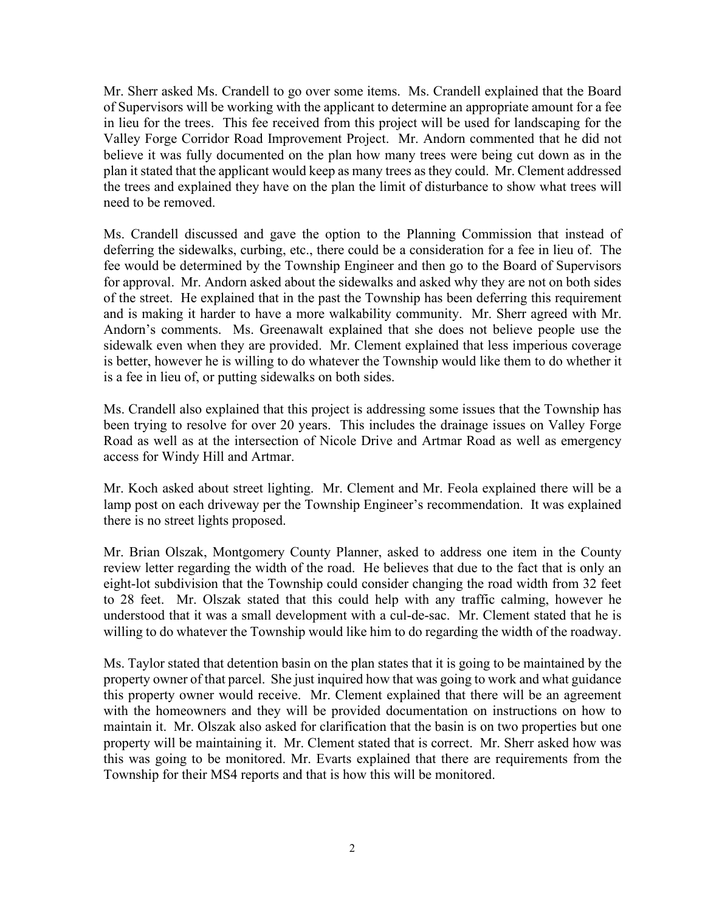Mr. Sherr asked Ms. Crandell to go over some items. Ms. Crandell explained that the Board of Supervisors will be working with the applicant to determine an appropriate amount for a fee in lieu for the trees. This fee received from this project will be used for landscaping for the Valley Forge Corridor Road Improvement Project. Mr. Andorn commented that he did not believe it was fully documented on the plan how many trees were being cut down as in the plan it stated that the applicant would keep as many trees as they could. Mr. Clement addressed the trees and explained they have on the plan the limit of disturbance to show what trees will need to be removed.

Ms. Crandell discussed and gave the option to the Planning Commission that instead of deferring the sidewalks, curbing, etc., there could be a consideration for a fee in lieu of. The fee would be determined by the Township Engineer and then go to the Board of Supervisors for approval. Mr. Andorn asked about the sidewalks and asked why they are not on both sides of the street. He explained that in the past the Township has been deferring this requirement and is making it harder to have a more walkability community. Mr. Sherr agreed with Mr. Andorn's comments. Ms. Greenawalt explained that she does not believe people use the sidewalk even when they are provided. Mr. Clement explained that less imperious coverage is better, however he is willing to do whatever the Township would like them to do whether it is a fee in lieu of, or putting sidewalks on both sides.

Ms. Crandell also explained that this project is addressing some issues that the Township has been trying to resolve for over 20 years. This includes the drainage issues on Valley Forge Road as well as at the intersection of Nicole Drive and Artmar Road as well as emergency access for Windy Hill and Artmar.

Mr. Koch asked about street lighting. Mr. Clement and Mr. Feola explained there will be a lamp post on each driveway per the Township Engineer's recommendation. It was explained there is no street lights proposed.

Mr. Brian Olszak, Montgomery County Planner, asked to address one item in the County review letter regarding the width of the road. He believes that due to the fact that is only an eight-lot subdivision that the Township could consider changing the road width from 32 feet to 28 feet. Mr. Olszak stated that this could help with any traffic calming, however he understood that it was a small development with a cul-de-sac. Mr. Clement stated that he is willing to do whatever the Township would like him to do regarding the width of the roadway.

Ms. Taylor stated that detention basin on the plan states that it is going to be maintained by the property owner of that parcel. She just inquired how that was going to work and what guidance this property owner would receive. Mr. Clement explained that there will be an agreement with the homeowners and they will be provided documentation on instructions on how to maintain it. Mr. Olszak also asked for clarification that the basin is on two properties but one property will be maintaining it. Mr. Clement stated that is correct. Mr. Sherr asked how was this was going to be monitored. Mr. Evarts explained that there are requirements from the Township for their MS4 reports and that is how this will be monitored.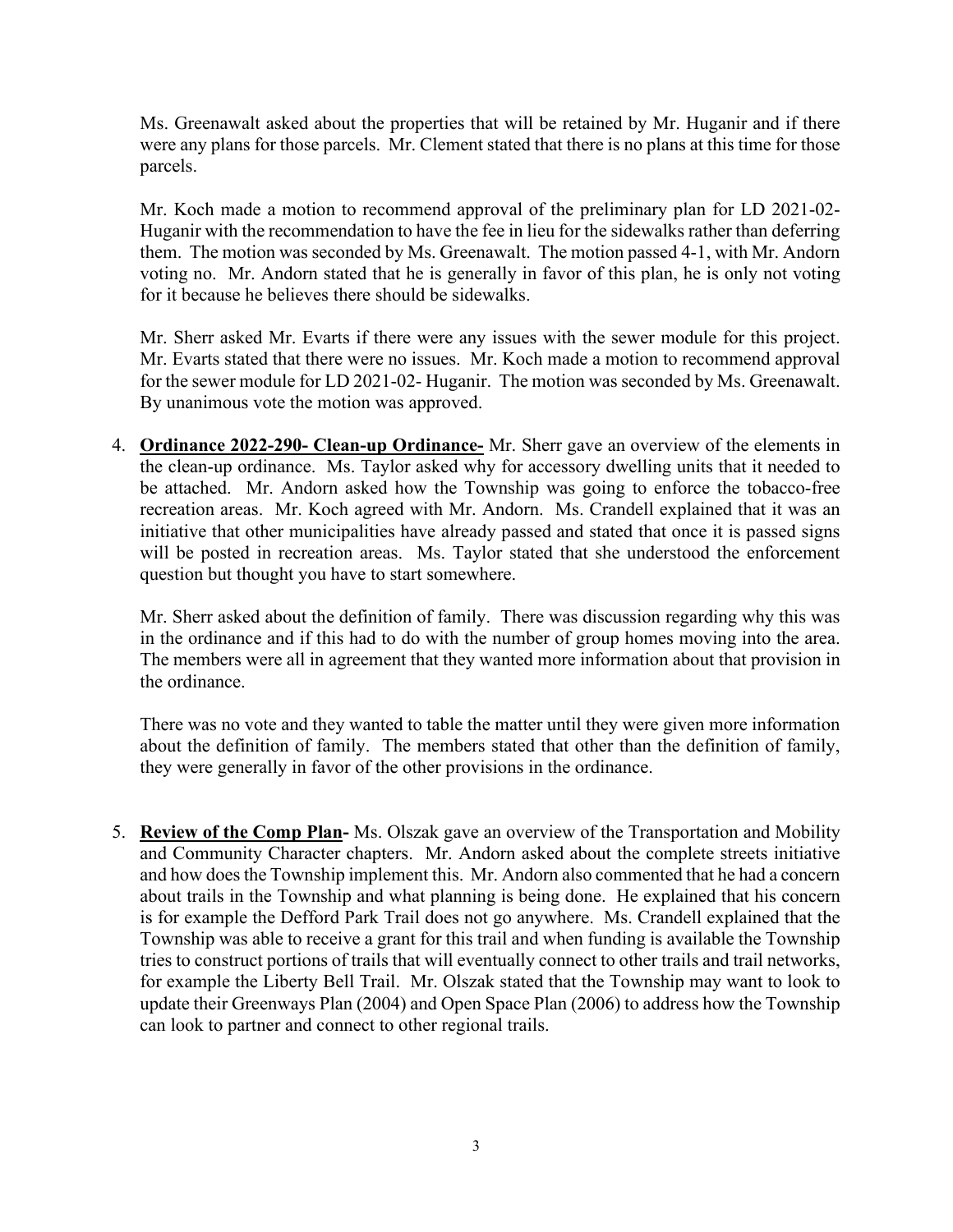Ms. Greenawalt asked about the properties that will be retained by Mr. Huganir and if there were any plans for those parcels. Mr. Clement stated that there is no plans at this time for those parcels.

Mr. Koch made a motion to recommend approval of the preliminary plan for LD 2021-02- Huganir with the recommendation to have the fee in lieu for the sidewalks rather than deferring them. The motion was seconded by Ms. Greenawalt. The motion passed 4-1, with Mr. Andorn voting no. Mr. Andorn stated that he is generally in favor of this plan, he is only not voting for it because he believes there should be sidewalks.

Mr. Sherr asked Mr. Evarts if there were any issues with the sewer module for this project. Mr. Evarts stated that there were no issues. Mr. Koch made a motion to recommend approval for the sewer module for LD 2021-02- Huganir. The motion was seconded by Ms. Greenawalt. By unanimous vote the motion was approved.

4. **Ordinance 2022-290- Clean-up Ordinance-** Mr. Sherr gave an overview of the elements in the clean-up ordinance. Ms. Taylor asked why for accessory dwelling units that it needed to be attached. Mr. Andorn asked how the Township was going to enforce the tobacco-free recreation areas. Mr. Koch agreed with Mr. Andorn. Ms. Crandell explained that it was an initiative that other municipalities have already passed and stated that once it is passed signs will be posted in recreation areas. Ms. Taylor stated that she understood the enforcement question but thought you have to start somewhere.

   Mr. Sherr asked about the definition of family. There was discussion regarding why this was in the ordinance and if this had to do with the number of group homes moving into the area. The members were all in agreement that they wanted more information about that provision in the ordinance.

   There was no vote and they wanted to table the matter until they were given more information about the definition of family. The members stated that other than the definition of family, they were generally in favor of the other provisions in the ordinance.

5. **Review of the Comp Plan-** Ms. Olszak gave an overview of the Transportation and Mobility and Community Character chapters. Mr. Andorn asked about the complete streets initiative and how does the Township implement this. Mr. Andorn also commented that he had a concern about trails in the Township and what planning is being done. He explained that his concern is for example the Defford Park Trail does not go anywhere. Ms. Crandell explained that the Township was able to receive a grant for this trail and when funding is available the Township tries to construct portions of trails that will eventually connect to other trails and trail networks, for example the Liberty Bell Trail. Mr. Olszak stated that the Township may want to look to update their Greenways Plan (2004) and Open Space Plan (2006) to address how the Township can look to partner and connect to other regional trails.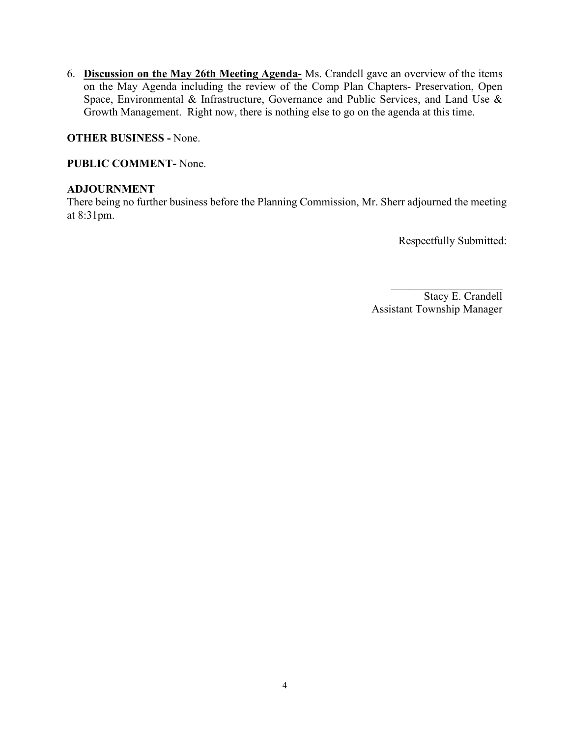6. **Discussion on the May 26th Meeting Agenda-** Ms. Crandell gave an overview of the items on the May Agenda including the review of the Comp Plan Chapters- Preservation, Open Space, Environmental & Infrastructure, Governance and Public Services, and Land Use & Growth Management. Right now, there is nothing else to go on the agenda at this time.

**OTHER BUSINESS -** None.

**PUBLIC COMMENT-** None.

**ADJOURNMENT**

There being no further business before the Planning Commission, Mr. Sherr adjourned the meeting at 8:31pm.

Respectfully Submitted:

\_\_\_\_\_\_\_\_\_\_\_\_\_\_\_\_\_\_\_\_

Stacy E. Crandell
Assistant Township Manager